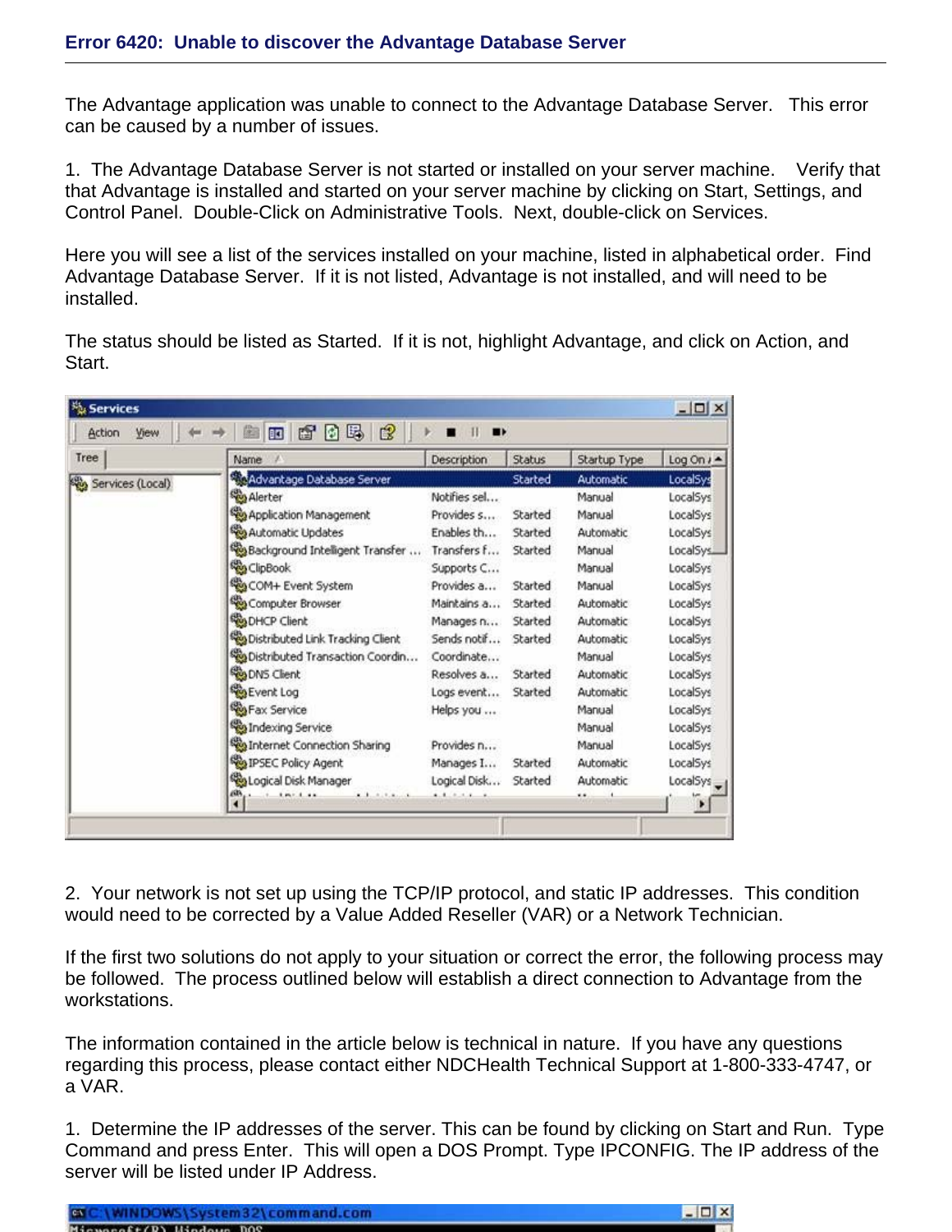## Error 6420: Unable to discover the Advantage Database Server

The Advantage application was unable to connect to the Advantage Database Server. This error can be caused by a number of issues.

1. The Advantage Database Server is not started or installed on your server machine. Verify that that Advantage is installed and started on your server machine by clicking on Start, Settings, and Control Panel. Double-Click on Administrative Tools. Next, double-click on Services.

Here you will see a list of the services installed on your machine, listed in alphabetical order. Find Advantage Database Server. If it is not listed, Advantage is not installed, and will need to be installed.

The status should be listed as Started. If it is not, highlight Advantage, and click on Action, and Start.

2. Your network is not set up using the TCP/IP protocol, and static IP addresses. This condition would need to be corrected by a Value Added Reseller (VAR) or a Network Technician.

If the first two solutions do not apply to your situation or correct the error, the following process may be followed. The process outlined below will establish a direct connection to Advantage from the workstations.

The information contained in the article below is technical in nature. If you have any questions regarding this process, please contact either NDCHealth Technical Support at 1-800-333-4747, or a VAR.

1. Determine the IP addresses of the server. This can be found by clicking on Start and Run. Type Command and press Enter. This will open a DOS Prompt. Type IPCONFIG. The IP address of the server will be listed under IP Address.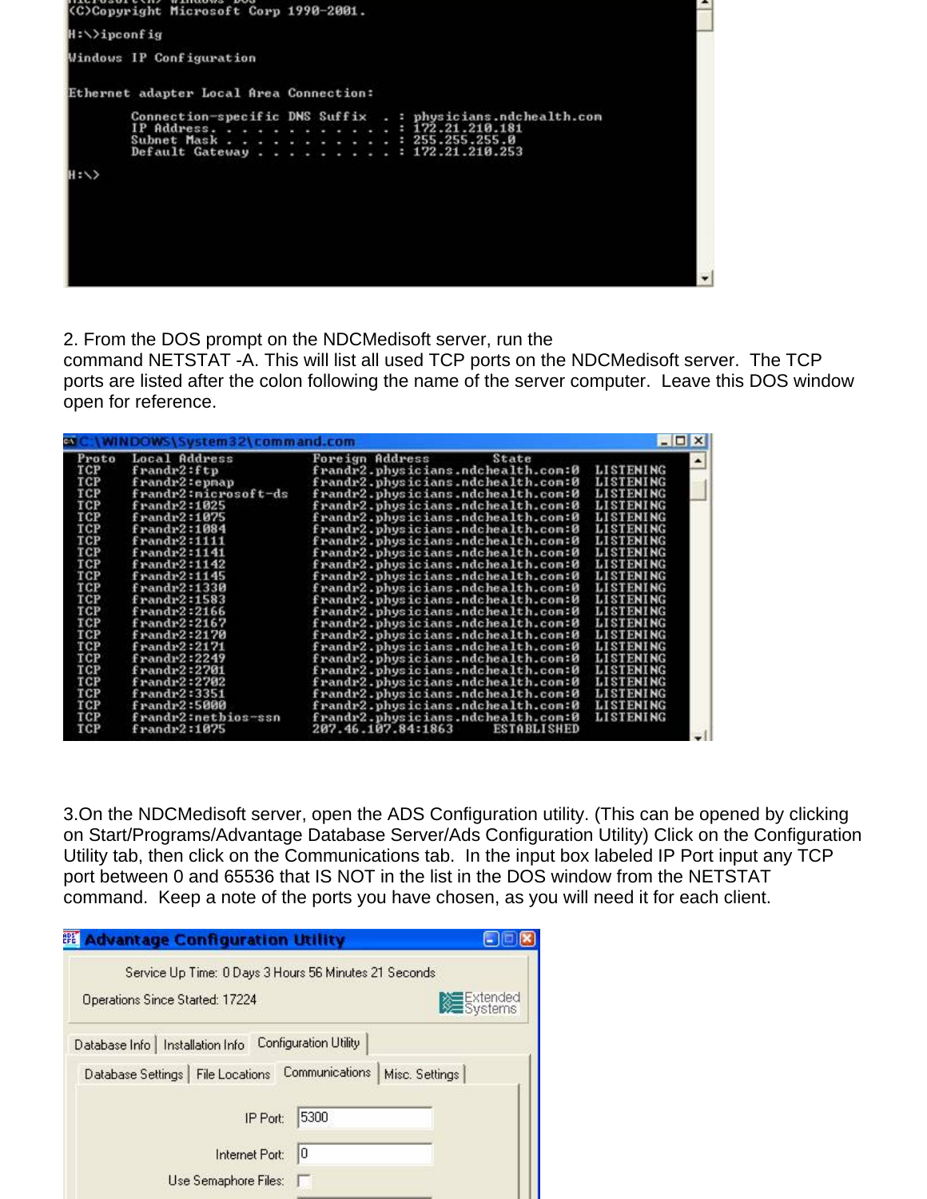```
(C)Copyright Microsoft Corp 1990-2001.

H:\>ipconfig

Windows IP Configuration


Ethernet adapter Local Area Connection:

        Connection-specific DNS Suffix  . : physicians.ndchealth.com
        IP Address. . . . . . . . . . . . : 172.21.210.181
        Subnet Mask . . . . . . . . . . . : 255.255.255.0
        Default Gateway . . . . . . . . . : 172.21.210.253

H:\>
```

2. From the DOS prompt on the NDCMedisoft server, run the command NETSTAT -A. This will list all used TCP ports on the NDCMedisoft server. The TCP ports are listed after the colon following the name of the server computer. Leave this DOS window open for reference.

```
C:\WINDOWS\System32\command.com
Proto  Local Address          Foreign Address                    State
TCP    frandr2:ftp            frandr2.physicians.ndchealth.com:0  LISTENING
TCP    frandr2:epmap          frandr2.physicians.ndchealth.com:0  LISTENING
TCP    frandr2:microsoft-ds   frandr2.physicians.ndchealth.com:0  LISTENING
TCP    frandr2:1025           frandr2.physicians.ndchealth.com:0  LISTENING
TCP    frandr2:1075           frandr2.physicians.ndchealth.com:0  LISTENING
TCP    frandr2:1084           frandr2.physicians.ndchealth.com:0  LISTENING
TCP    frandr2:1111           frandr2.physicians.ndchealth.com:0  LISTENING
TCP    frandr2:1141           frandr2.physicians.ndchealth.com:0  LISTENING
TCP    frandr2:1142           frandr2.physicians.ndchealth.com:0  LISTENING
TCP    frandr2:1145           frandr2.physicians.ndchealth.com:0  LISTENING
TCP    frandr2:1330           frandr2.physicians.ndchealth.com:0  LISTENING
TCP    frandr2:1583           frandr2.physicians.ndchealth.com:0  LISTENING
TCP    frandr2:2166           frandr2.physicians.ndchealth.com:0  LISTENING
TCP    frandr2:2167           frandr2.physicians.ndchealth.com:0  LISTENING
TCP    frandr2:2170           frandr2.physicians.ndchealth.com:0  LISTENING
TCP    frandr2:2171           frandr2.physicians.ndchealth.com:0  LISTENING
TCP    frandr2:2249           frandr2.physicians.ndchealth.com:0  LISTENING
TCP    frandr2:2701           frandr2.physicians.ndchealth.com:0  LISTENING
TCP    frandr2:2702           frandr2.physicians.ndchealth.com:0  LISTENING
TCP    frandr2:3351           frandr2.physicians.ndchealth.com:0  LISTENING
TCP    frandr2:5000           frandr2.physicians.ndchealth.com:0  LISTENING
TCP    frandr2:netbios-ssn    frandr2.physicians.ndchealth.com:0  LISTENING
TCP    frandr2:1075           207.46.107.84:1863                  ESTABLISHED
```

3. On the NDCMedisoft server, open the ADS Configuration utility. (This can be opened by clicking on Start/Programs/Advantage Database Server/Ads Configuration Utility) Click on the Configuration Utility tab, then click on the Communications tab. In the input box labeled IP Port input any TCP port between 0 and 65536 that IS NOT in the list in the DOS window from the NETSTAT command. Keep a note of the ports you have chosen, as you will need it for each client.

```
Advantage Configuration Utility

Service Up Time: 0 Days 3 Hours 56 Minutes 21 Seconds
Operations Since Started: 17224                    Extended Systems

Database Info | Installation Info | Configuration Utility
Database Settings | File Locations | Communications | Misc. Settings

        IP Port: 5300
  Internet Port: 0
Use Semaphore Files: [ ]
```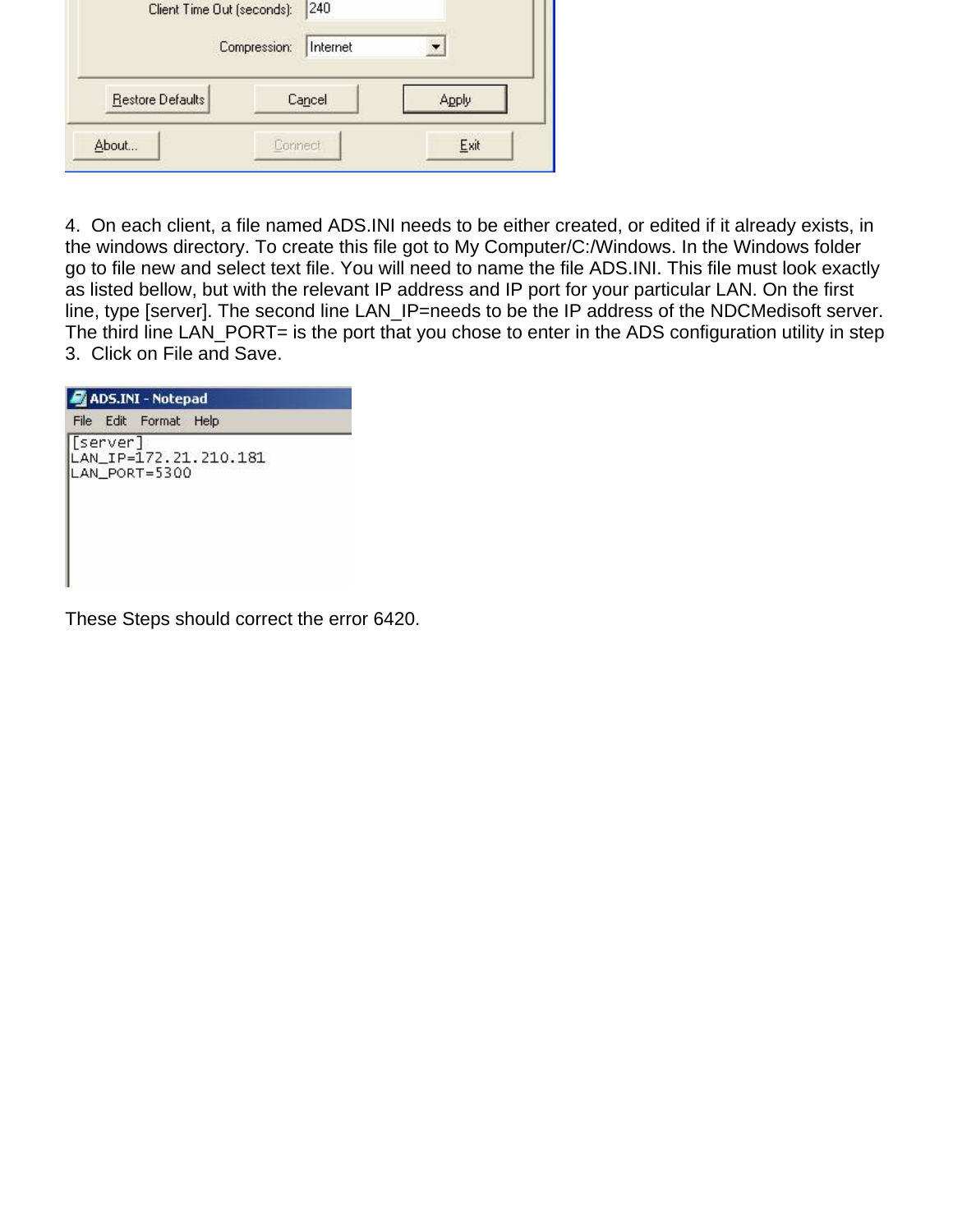4. On each client, a file named ADS.INI needs to be either created, or edited if it already exists, in the windows directory. To create this file got to My Computer/C:/Windows. In the Windows folder go to file new and select text file. You will need to name the file ADS.INI. This file must look exactly as listed bellow, but with the relevant IP address and IP port for your particular LAN. On the first line, type [server]. The second line LAN_IP=needs to be the IP address of the NDCMedisoft server. The third line LAN_PORT= is the port that you chose to enter in the ADS configuration utility in step 3. Click on File and Save.

These Steps should correct the error 6420.